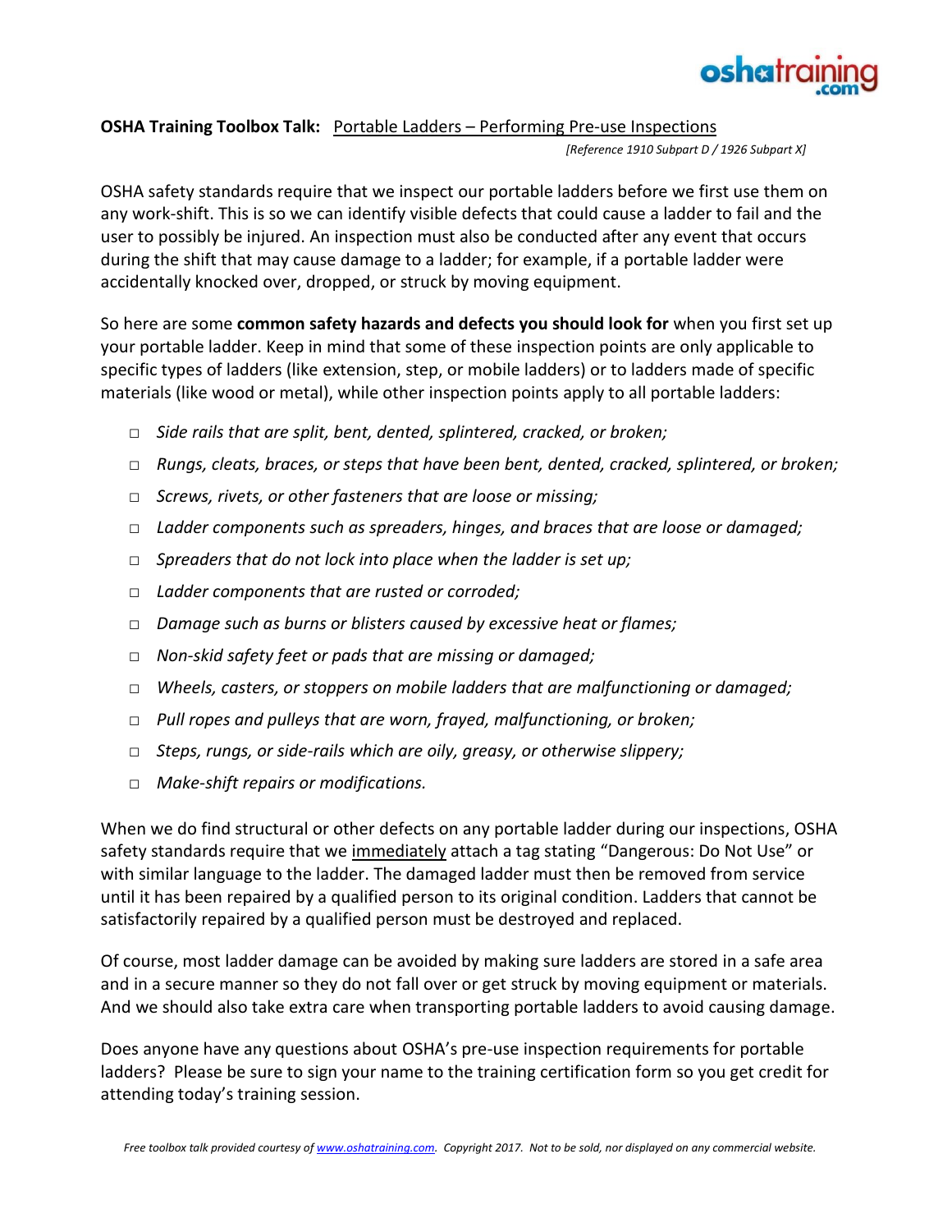**OSHA Training Toolbox Talk:** Portable Ladders – Performing Pre-use Inspections

*[Reference 1910 Subpart D / 1926 Subpart X]*

OSHA safety standards require that we inspect our portable ladders before we first use them on any work-shift. This is so we can identify visible defects that could cause a ladder to fail and the user to possibly be injured. An inspection must also be conducted after any event that occurs during the shift that may cause damage to a ladder; for example, if a portable ladder were accidentally knocked over, dropped, or struck by moving equipment.

So here are some **common safety hazards and defects you should look for** when you first set up your portable ladder. Keep in mind that some of these inspection points are only applicable to specific types of ladders (like extension, step, or mobile ladders) or to ladders made of specific materials (like wood or metal), while other inspection points apply to all portable ladders:

- □ *Side rails that are split, bent, dented, splintered, cracked, or broken;*
- □ *Rungs, cleats, braces, or steps that have been bent, dented, cracked, splintered, or broken;*
- □ *Screws, rivets, or other fasteners that are loose or missing;*
- □ *Ladder components such as spreaders, hinges, and braces that are loose or damaged;*
- □ *Spreaders that do not lock into place when the ladder is set up;*
- □ *Ladder components that are rusted or corroded;*
- □ *Damage such as burns or blisters caused by excessive heat or flames;*
- □ *Non-skid safety feet or pads that are missing or damaged;*
- □ *Wheels, casters, or stoppers on mobile ladders that are malfunctioning or damaged;*
- □ *Pull ropes and pulleys that are worn, frayed, malfunctioning, or broken;*
- □ *Steps, rungs, or side-rails which are oily, greasy, or otherwise slippery;*
- □ *Make-shift repairs or modifications.*

When we do find structural or other defects on any portable ladder during our inspections, OSHA safety standards require that we immediately attach a tag stating "Dangerous: Do Not Use" or with similar language to the ladder. The damaged ladder must then be removed from service until it has been repaired by a qualified person to its original condition. Ladders that cannot be satisfactorily repaired by a qualified person must be destroyed and replaced.

Of course, most ladder damage can be avoided by making sure ladders are stored in a safe area and in a secure manner so they do not fall over or get struck by moving equipment or materials. And we should also take extra care when transporting portable ladders to avoid causing damage.

Does anyone have any questions about OSHA's pre-use inspection requirements for portable ladders? Please be sure to sign your name to the training certification form so you get credit for attending today's training session.

*Free toolbox talk provided courtesy of www.oshatraining.com. Copyright 2017. Not to be sold, nor displayed on any commercial website.*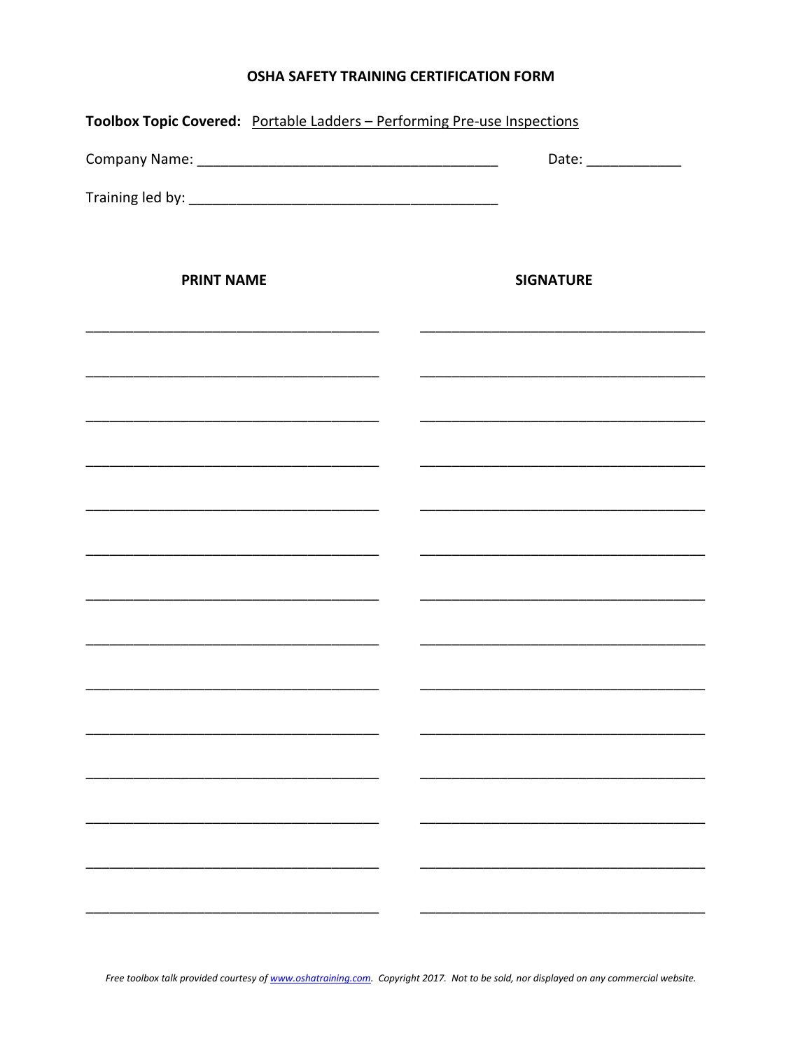# OSHA SAFETY TRAINING CERTIFICATION FORM

**Toolbox Topic Covered:** Portable Ladders – Performing Pre-use Inspections

Company Name: ______________________________________ Date: ____________

Training led by: _______________________________________

| PRINT NAME | SIGNATURE |
|---|---|
| ______________________________________ | ______________________________________ |
| ______________________________________ | ______________________________________ |
| ______________________________________ | ______________________________________ |
| ______________________________________ | ______________________________________ |
| ______________________________________ | ______________________________________ |
| ______________________________________ | ______________________________________ |
| ______________________________________ | ______________________________________ |
| ______________________________________ | ______________________________________ |
| ______________________________________ | ______________________________________ |
| ______________________________________ | ______________________________________ |
| ______________________________________ | ______________________________________ |
| ______________________________________ | ______________________________________ |
| ______________________________________ | ______________________________________ |
| ______________________________________ | ______________________________________ |

*Free toolbox talk provided courtesy of [www.oshatraining.com](http://www.oshatraining.com). Copyright 2017. Not to be sold, nor displayed on any commercial website.*